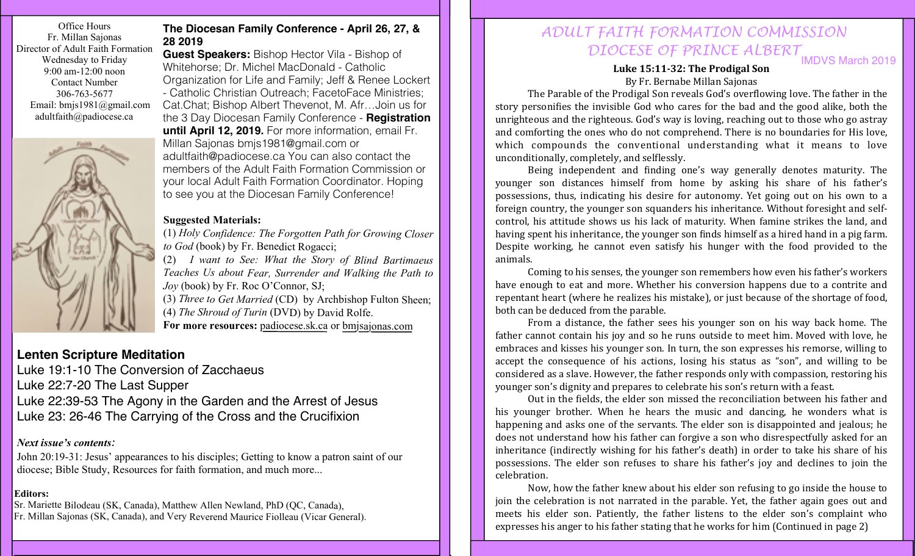Office Hours
Fr. Millan Sajonas
Director of Adult Faith Formation
Wednesday to Friday
9:00 am-12:00 noon
Contact Number
306-763-5677
Email: bmjs1981@gmail.com
adultfaith@padiocese.ca

**The Diocesan Family Conference - April 26, 27, & 28 2019**

**Guest Speakers:** Bishop Hector Vila - Bishop of Whitehorse; Dr. Michel MacDonald - Catholic Organization for Life and Family; Jeff & Renee Lockert - Catholic Christian Outreach; FacetoFace Ministries; Cat.Chat; Bishop Albert Thevenot, M. Afr…Join us for the 3 Day Diocesan Family Conference - **Registration until April 12, 2019.** For more information, email Fr. Millan Sajonas bmjs1981@gmail.com or adultfaith@padiocese.ca You can also contact the members of the Adult Faith Formation Commission or your local Adult Faith Formation Coordinator. Hoping to see you at the Diocesan Family Conference!

**Suggested Materials:**

(1) *Holy Confidence: The Forgotten Path for Growing Closer to God* (book) by Fr. Benedict Rogacci;
(2) *I want to See: What the Story of Blind Bartimaeus Teaches Us about Fear, Surrender and Walking the Path to Joy* (book) by Fr. Roc O'Connor, SJ;
(3) *Three to Get Married* (CD) by Archbishop Fulton Sheen;
(4) *The Shroud of Turin* (DVD) by David Rolfe.
**For more resources:** padiocese.sk.ca or bmjsajonas.com

## Lenten Scripture Meditation

Luke 19:1-10 The Conversion of Zacchaeus
Luke 22:7-20 The Last Supper
Luke 22:39-53 The Agony in the Garden and the Arrest of Jesus
Luke 23: 26-46 The Carrying of the Cross and the Crucifixion

***Next issue's contents:***

John 20:19-31: Jesus' appearances to his disciples; Getting to know a patron saint of our diocese; Bible Study, Resources for faith formation, and much more...

**Editors:**
Sr. Mariette Bilodeau (SK, Canada), Matthew Allen Newland, PhD (QC, Canada), Fr. Millan Sajonas (SK, Canada), and Very Reverend Maurice Fiolleau (Vicar General).

# ADULT FAITH FORMATION COMMISSION DIOCESE OF PRINCE ALBERT

IMDVS March 2019

### Luke 15:11-32: The Prodigal Son

By Fr. Bernabe Millan Sajonas

The Parable of the Prodigal Son reveals God's overflowing love. The father in the story personifies the invisible God who cares for the bad and the good alike, both the unrighteous and the righteous. God's way is loving, reaching out to those who go astray and comforting the ones who do not comprehend. There is no boundaries for His love, which compounds the conventional understanding what it means to love unconditionally, completely, and selflessly.

Being independent and finding one's way generally denotes maturity. The younger son distances himself from home by asking his share of his father's possessions, thus, indicating his desire for autonomy. Yet going out on his own to a foreign country, the younger son squanders his inheritance. Without foresight and self-control, his attitude shows us his lack of maturity. When famine strikes the land, and having spent his inheritance, the younger son finds himself as a hired hand in a pig farm. Despite working, he cannot even satisfy his hunger with the food provided to the animals.

Coming to his senses, the younger son remembers how even his father's workers have enough to eat and more. Whether his conversion happens due to a contrite and repentant heart (where he realizes his mistake), or just because of the shortage of food, both can be deduced from the parable.

From a distance, the father sees his younger son on his way back home. The father cannot contain his joy and so he runs outside to meet him. Moved with love, he embraces and kisses his younger son. In turn, the son expresses his remorse, willing to accept the consequence of his actions, losing his status as "son", and willing to be considered as a slave. However, the father responds only with compassion, restoring his younger son's dignity and prepares to celebrate his son's return with a feast.

Out in the fields, the elder son missed the reconciliation between his father and his younger brother. When he hears the music and dancing, he wonders what is happening and asks one of the servants. The elder son is disappointed and jealous; he does not understand how his father can forgive a son who disrespectfully asked for an inheritance (indirectly wishing for his father's death) in order to take his share of his possessions. The elder son refuses to share his father's joy and declines to join the celebration.

Now, how the father knew about his elder son refusing to go inside the house to join the celebration is not narrated in the parable. Yet, the father again goes out and meets his elder son. Patiently, the father listens to the elder son's complaint who expresses his anger to his father stating that he works for him (Continued in page 2)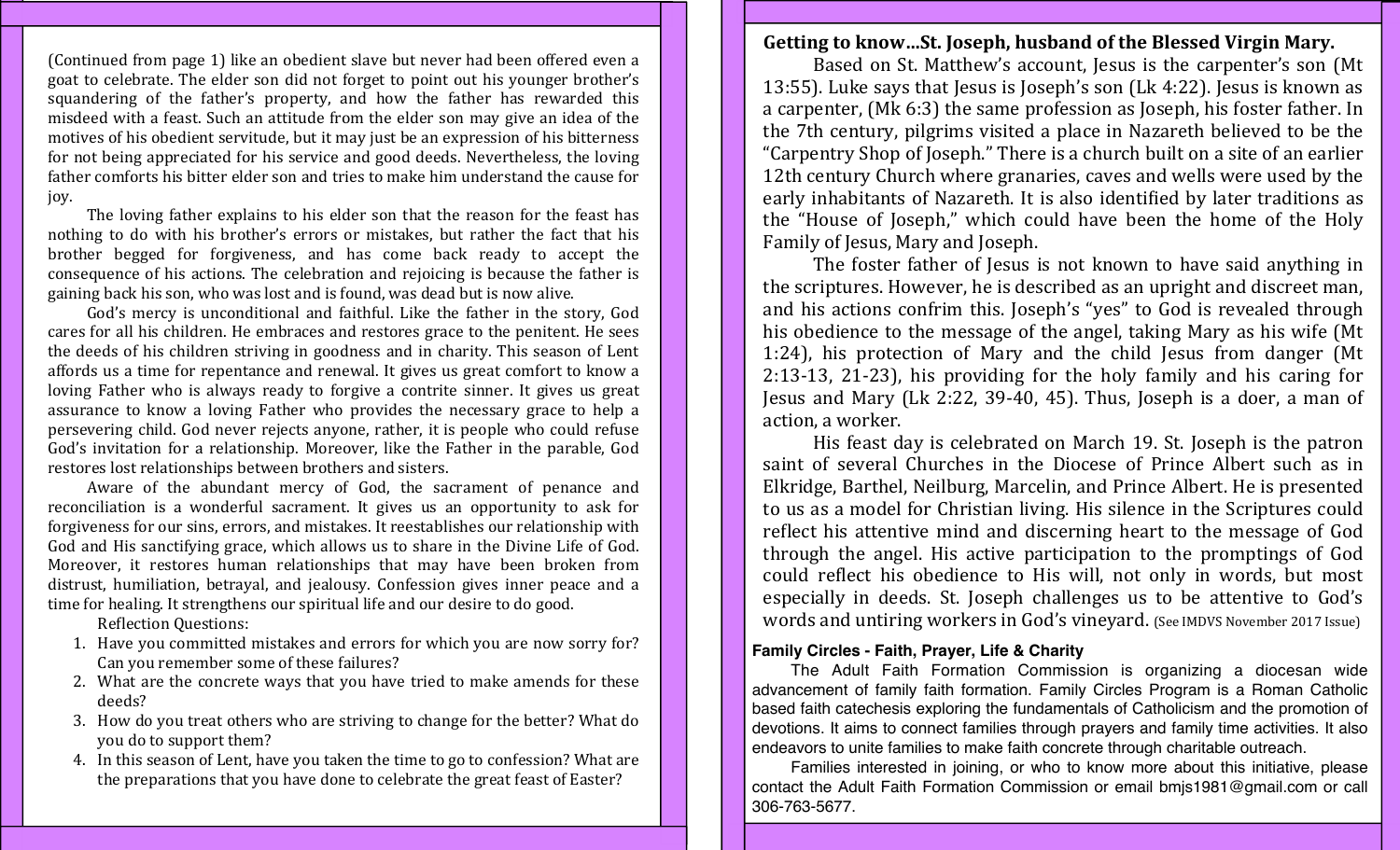(Continued from page 1) like an obedient slave but never had been offered even a goat to celebrate. The elder son did not forget to point out his younger brother's squandering of the father's property, and how the father has rewarded this misdeed with a feast. Such an attitude from the elder son may give an idea of the motives of his obedient servitude, but it may just be an expression of his bitterness for not being appreciated for his service and good deeds. Nevertheless, the loving father comforts his bitter elder son and tries to make him understand the cause for joy.

The loving father explains to his elder son that the reason for the feast has nothing to do with his brother's errors or mistakes, but rather the fact that his brother begged for forgiveness, and has come back ready to accept the consequence of his actions. The celebration and rejoicing is because the father is gaining back his son, who was lost and is found, was dead but is now alive.

God's mercy is unconditional and faithful. Like the father in the story, God cares for all his children. He embraces and restores grace to the penitent. He sees the deeds of his children striving in goodness and in charity. This season of Lent affords us a time for repentance and renewal. It gives us great comfort to know a loving Father who is always ready to forgive a contrite sinner. It gives us great assurance to know a loving Father who provides the necessary grace to help a persevering child. God never rejects anyone, rather, it is people who could refuse God's invitation for a relationship. Moreover, like the Father in the parable, God restores lost relationships between brothers and sisters.

Aware of the abundant mercy of God, the sacrament of penance and reconciliation is a wonderful sacrament. It gives us an opportunity to ask for forgiveness for our sins, errors, and mistakes. It reestablishes our relationship with God and His sanctifying grace, which allows us to share in the Divine Life of God. Moreover, it restores human relationships that may have been broken from distrust, humiliation, betrayal, and jealousy. Confession gives inner peace and a time for healing. It strengthens our spiritual life and our desire to do good.

Reflection Questions:

1. Have you committed mistakes and errors for which you are now sorry for? Can you remember some of these failures?
2. What are the concrete ways that you have tried to make amends for these deeds?
3. How do you treat others who are striving to change for the better? What do you do to support them?
4. In this season of Lent, have you taken the time to go to confession? What are the preparations that you have done to celebrate the great feast of Easter?

**Getting to know…St. Joseph, husband of the Blessed Virgin Mary.**

Based on St. Matthew's account, Jesus is the carpenter's son (Mt 13:55). Luke says that Jesus is Joseph's son (Lk 4:22). Jesus is known as a carpenter, (Mk 6:3) the same profession as Joseph, his foster father. In the 7th century, pilgrims visited a place in Nazareth believed to be the "Carpentry Shop of Joseph." There is a church built on a site of an earlier 12th century Church where granaries, caves and wells were used by the early inhabitants of Nazareth. It is also identified by later traditions as the "House of Joseph," which could have been the home of the Holy Family of Jesus, Mary and Joseph.

The foster father of Jesus is not known to have said anything in the scriptures. However, he is described as an upright and discreet man, and his actions confrim this. Joseph's "yes" to God is revealed through his obedience to the message of the angel, taking Mary as his wife (Mt 1:24), his protection of Mary and the child Jesus from danger (Mt 2:13-13, 21-23), his providing for the holy family and his caring for Jesus and Mary (Lk 2:22, 39-40, 45). Thus, Joseph is a doer, a man of action, a worker.

His feast day is celebrated on March 19. St. Joseph is the patron saint of several Churches in the Diocese of Prince Albert such as in Elkridge, Barthel, Neilburg, Marcelin, and Prince Albert. He is presented to us as a model for Christian living. His silence in the Scriptures could reflect his attentive mind and discerning heart to the message of God through the angel. His active participation to the promptings of God could reflect his obedience to His will, not only in words, but most especially in deeds. St. Joseph challenges us to be attentive to God's words and untiring workers in God's vineyard. (See IMDVS November 2017 Issue)

**Family Circles - Faith, Prayer, Life & Charity**

The Adult Faith Formation Commission is organizing a diocesan wide advancement of family faith formation. Family Circles Program is a Roman Catholic based faith catechesis exploring the fundamentals of Catholicism and the promotion of devotions. It aims to connect families through prayers and family time activities. It also endeavors to unite families to make faith concrete through charitable outreach.

Families interested in joining, or who to know more about this initiative, please contact the Adult Faith Formation Commission or email bmjs1981@gmail.com or call 306-763-5677.